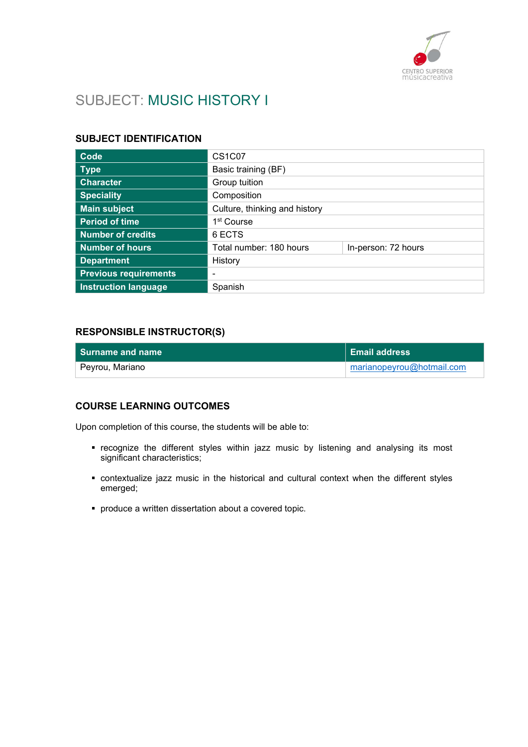# SUBJECT: MUSIC HISTORY I

## SUBJECT IDENTIFICATION

| | | |
|---|---|---|
| **Code** | CS1C07 | |
| **Type** | Basic training (BF) | |
| **Character** | Group tuition | |
| **Speciality** | Composition | |
| **Main subject** | Culture, thinking and history | |
| **Period of time** | 1st Course | |
| **Number of credits** | 6 ECTS | |
| **Number of hours** | Total number: 180 hours | In-person: 72 hours |
| **Department** | History | |
| **Previous requirements** | - | |
| **Instruction language** | Spanish | |

## RESPONSIBLE INSTRUCTOR(S)

| Surname and name | Email address |
|---|---|
| Peyrou, Mariano | marianopeyrou@hotmail.com |

## COURSE LEARNING OUTCOMES

Upon completion of this course, the students will be able to:

- recognize the different styles within jazz music by listening and analysing its most significant characteristics;
- contextualize jazz music in the historical and cultural context when the different styles emerged;
- produce a written dissertation about a covered topic.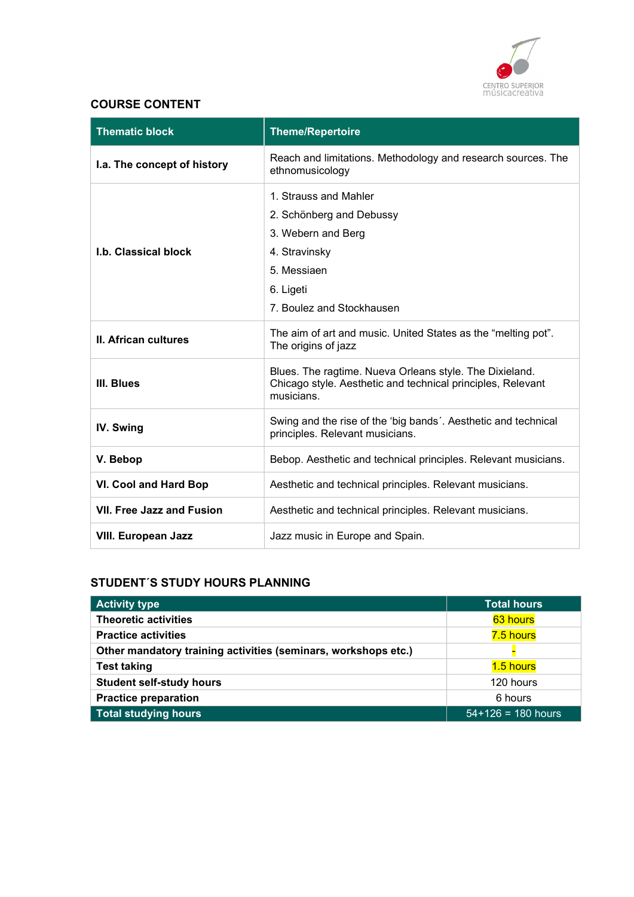## COURSE CONTENT

| Thematic block | Theme/Repertoire |
|---|---|
| **I.a. The concept of history** | Reach and limitations. Methodology and research sources. The ethnomusicology |
| **I.b. Classical block** | 1. Strauss and Mahler<br>2. Schönberg and Debussy<br>3. Webern and Berg<br>4. Stravinsky<br>5. Messiaen<br>6. Ligeti<br>7. Boulez and Stockhausen |
| **II. African cultures** | The aim of art and music. United States as the "melting pot". The origins of jazz |
| **III. Blues** | Blues. The ragtime. Nueva Orleans style. The Dixieland. Chicago style. Aesthetic and technical principles, Relevant musicians. |
| **IV. Swing** | Swing and the rise of the 'big bands´. Aesthetic and technical principles. Relevant musicians. |
| **V. Bebop** | Bebop. Aesthetic and technical principles. Relevant musicians. |
| **VI. Cool and Hard Bop** | Aesthetic and technical principles. Relevant musicians. |
| **VII. Free Jazz and Fusion** | Aesthetic and technical principles. Relevant musicians. |
| **VIII. European Jazz** | Jazz music in Europe and Spain. |

## STUDENT´S STUDY HOURS PLANNING

| Activity type | Total hours |
|---|---|
| **Theoretic activities** | 63 hours |
| **Practice activities** | 7.5 hours |
| **Other mandatory training activities (seminars, workshops etc.)** | - |
| **Test taking** | 1.5 hours |
| **Student self-study hours** | 120 hours |
| **Practice preparation** | 6 hours |
| **Total studying hours** | 54+126 = 180 hours |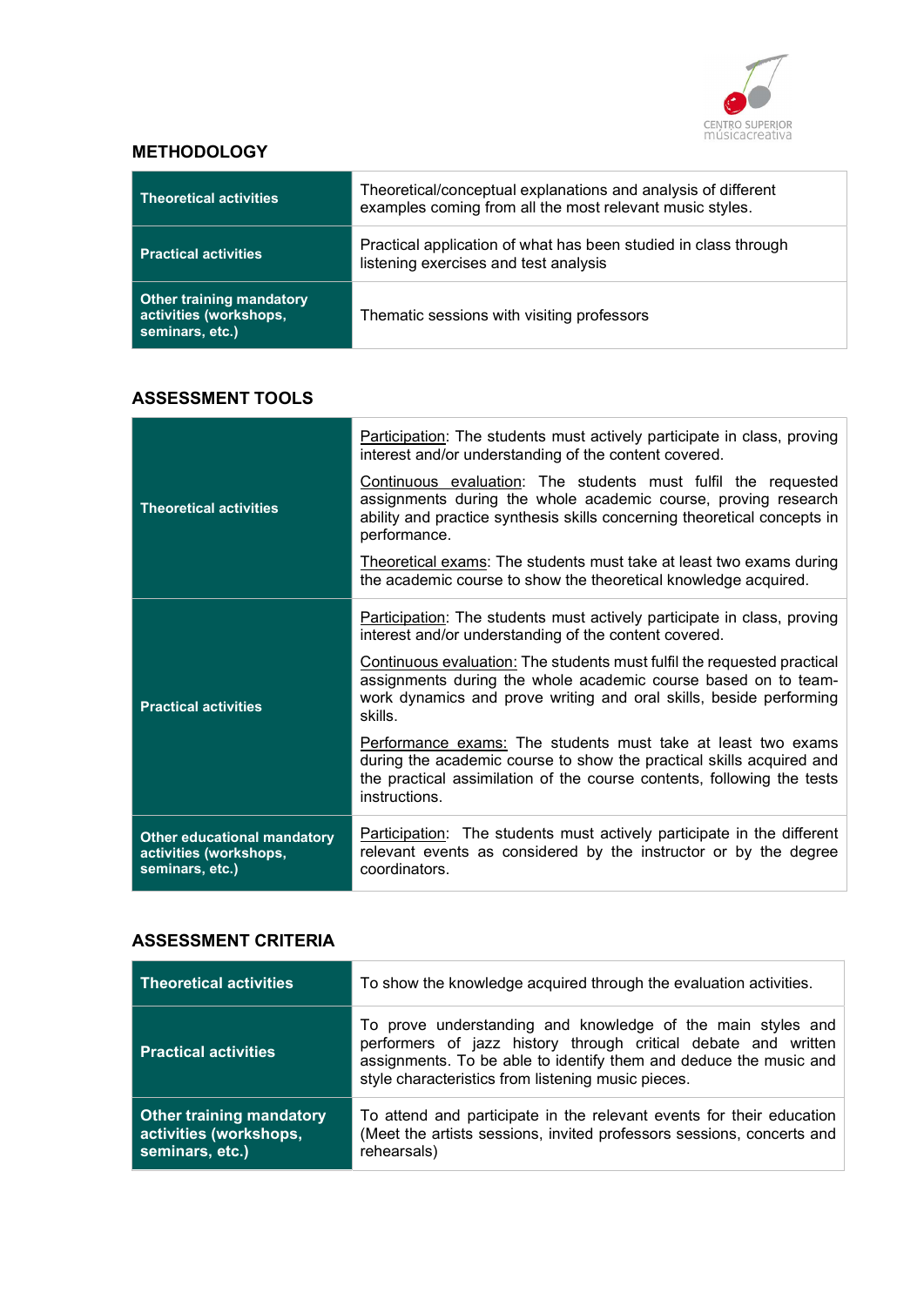## METHODOLOGY

| | |
|---|---|
| **Theoretical activities** | Theoretical/conceptual explanations and analysis of different examples coming from all the most relevant music styles. |
| **Practical activities** | Practical application of what has been studied in class through listening exercises and test analysis |
| **Other training mandatory activities (workshops, seminars, etc.)** | Thematic sessions with visiting professors |

## ASSESSMENT TOOLS

| | |
|---|---|
| **Theoretical activities** | Participation: The students must actively participate in class, proving interest and/or understanding of the content covered.<br><br>Continuous evaluation: The students must fulfil the requested assignments during the whole academic course, proving research ability and practice synthesis skills concerning theoretical concepts in performance.<br><br>Theoretical exams: The students must take at least two exams during the academic course to show the theoretical knowledge acquired. |
| **Practical activities** | Participation: The students must actively participate in class, proving interest and/or understanding of the content covered.<br><br>Continuous evaluation: The students must fulfil the requested practical assignments during the whole academic course based on to team-work dynamics and prove writing and oral skills, beside performing skills.<br><br>Performance exams: The students must take at least two exams during the academic course to show the practical skills acquired and the practical assimilation of the course contents, following the tests instructions. |
| **Other educational mandatory activities (workshops, seminars, etc.)** | Participation: The students must actively participate in the different relevant events as considered by the instructor or by the degree coordinators. |

## ASSESSMENT CRITERIA

| | |
|---|---|
| **Theoretical activities** | To show the knowledge acquired through the evaluation activities. |
| **Practical activities** | To prove understanding and knowledge of the main styles and performers of jazz history through critical debate and written assignments. To be able to identify them and deduce the music and style characteristics from listening music pieces. |
| **Other training mandatory activities (workshops, seminars, etc.)** | To attend and participate in the relevant events for their education (Meet the artists sessions, invited professors sessions, concerts and rehearsals) |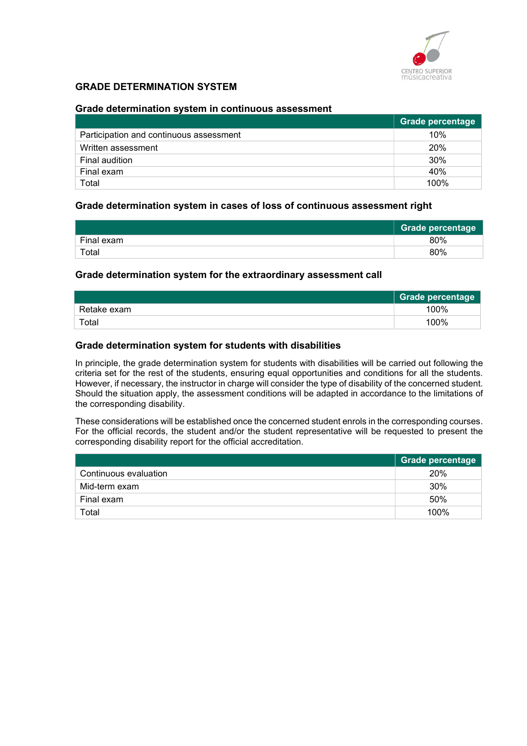## GRADE DETERMINATION SYSTEM

### Grade determination system in continuous assessment

| | Grade percentage |
|---|---|
| Participation and continuous assessment | 10% |
| Written assessment | 20% |
| Final audition | 30% |
| Final exam | 40% |
| Total | 100% |

### Grade determination system in cases of loss of continuous assessment right

| | Grade percentage |
|---|---|
| Final exam | 80% |
| Total | 80% |

### Grade determination system for the extraordinary assessment call

| | Grade percentage |
|---|---|
| Retake exam | 100% |
| Total | 100% |

### Grade determination system for students with disabilities

In principle, the grade determination system for students with disabilities will be carried out following the criteria set for the rest of the students, ensuring equal opportunities and conditions for all the students. However, if necessary, the instructor in charge will consider the type of disability of the concerned student. Should the situation apply, the assessment conditions will be adapted in accordance to the limitations of the corresponding disability.

These considerations will be established once the concerned student enrols in the corresponding courses. For the official records, the student and/or the student representative will be requested to present the corresponding disability report for the official accreditation.

| | Grade percentage |
|---|---|
| Continuous evaluation | 20% |
| Mid-term exam | 30% |
| Final exam | 50% |
| Total | 100% |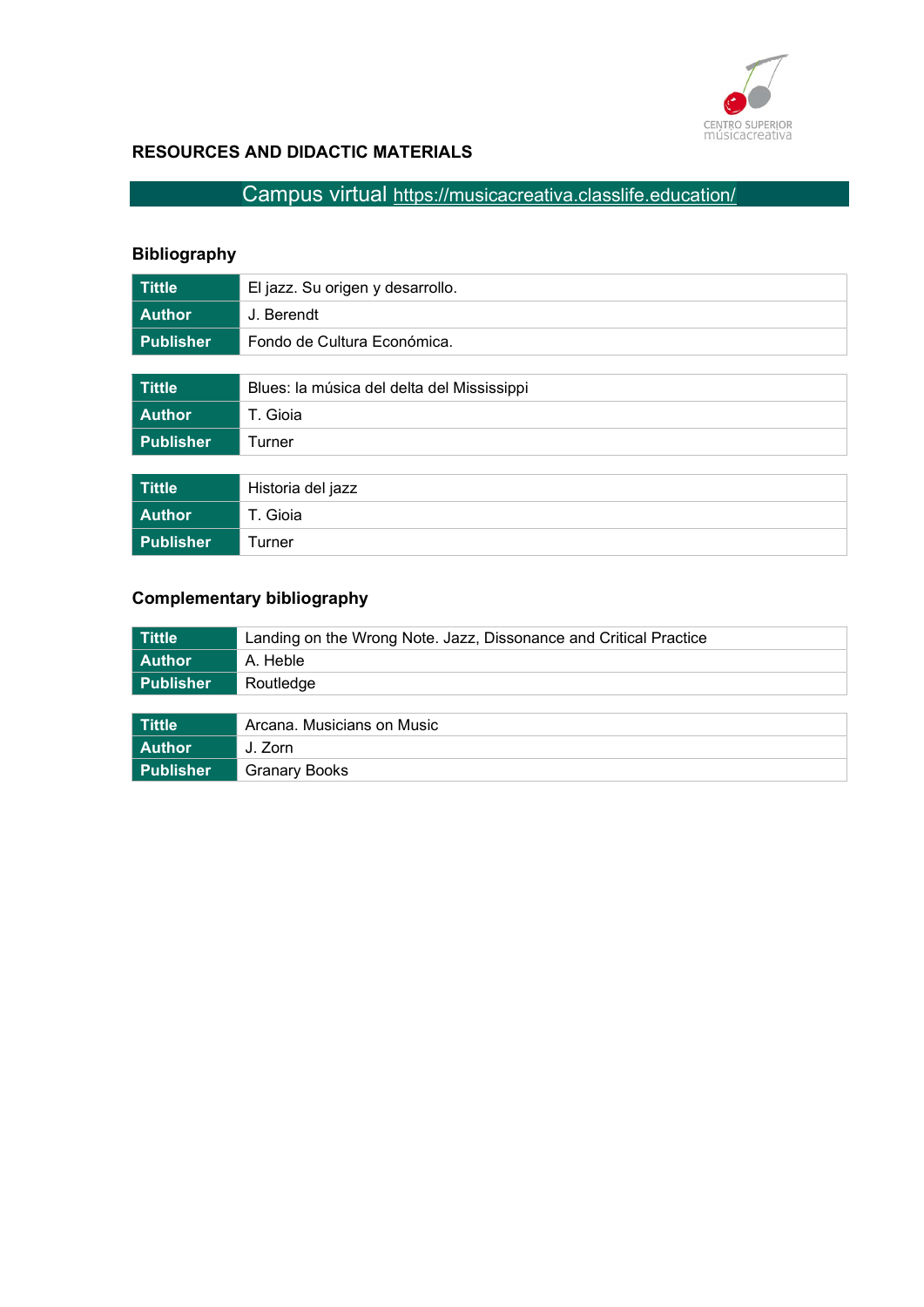## RESOURCES AND DIDACTIC MATERIALS

Campus virtual https://musicacreativa.classlife.education/

### Bibliography

| | |
|---|---|
| **Tittle** | El jazz. Su origen y desarrollo. |
| **Author** | J. Berendt |
| **Publisher** | Fondo de Cultura Económica. |

| | |
|---|---|
| **Tittle** | Blues: la música del delta del Mississippi |
| **Author** | T. Gioia |
| **Publisher** | Turner |

| | |
|---|---|
| **Tittle** | Historia del jazz |
| **Author** | T. Gioia |
| **Publisher** | Turner |

### Complementary bibliography

| | |
|---|---|
| **Tittle** | Landing on the Wrong Note. Jazz, Dissonance and Critical Practice |
| **Author** | A. Heble |
| **Publisher** | Routledge |

| | |
|---|---|
| **Tittle** | Arcana. Musicians on Music |
| **Author** | J. Zorn |
| **Publisher** | Granary Books |